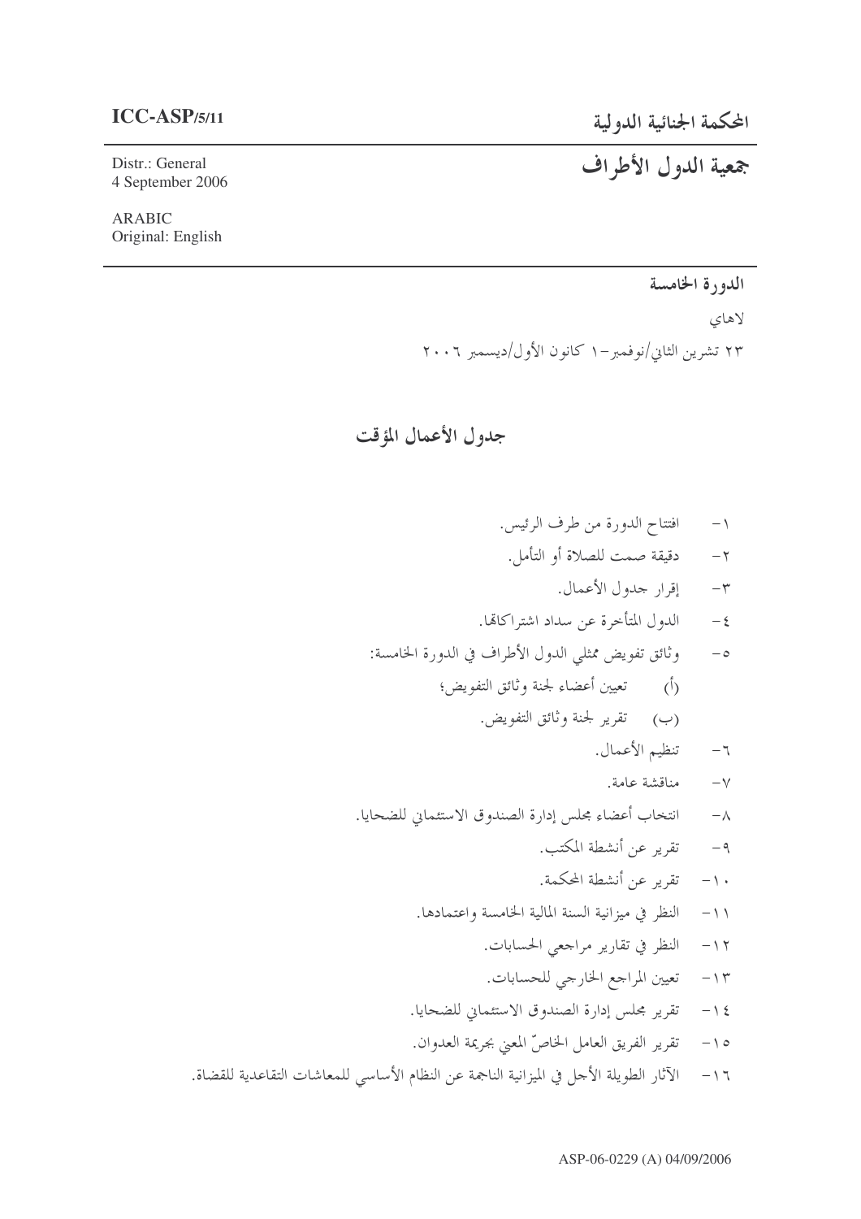**ICC-ASP/5/11**

Distr.: General
4 September 2006

ARABIC
Original: English

# المحكمة الجنائية الدولية

# جمعية الدول الأطراف

**الدورة الخامسة**

لاهاي

٢٣ تشرين الثاني/نوفمبر–١ كانون الأول/ديسمبر ٢٠٠٦

## جدول الأعمال المؤقت

١- افتتاح الدورة من طرف الرئيس.

٢- دقيقة صمت للصلاة أو التأمل.

٣- إقرار جدول الأعمال.

٤- الدول المتأخرة عن سداد اشتراكاتها.

٥- وثائق تفويض ممثلي الدول الأطراف في الدورة الخامسة:

(أ) تعيين أعضاء لجنة وثائق التفويض؛

(ب) تقرير لجنة وثائق التفويض.

٦- تنظيم الأعمال.

٧- مناقشة عامة.

٨- انتخاب أعضاء مجلس إدارة الصندوق الاستئماني للضحايا.

٩- تقرير عن أنشطة المكتب.

١٠- تقرير عن أنشطة المحكمة.

١١- النظر في ميزانية السنة المالية الخامسة واعتمادها.

١٢- النظر في تقارير مراجعي الحسابات.

١٣- تعيين المراجع الخارجي للحسابات.

١٤- تقرير مجلس إدارة الصندوق الاستئماني للضحايا.

١٥- تقرير الفريق العامل الخاصّ المعني بجريمة العدوان.

١٦- الآثار الطويلة الأجل في الميزانية الناجمة عن النظام الأساسي للمعاشات التقاعدية للقضاة.

ASP-06-0229 (A) 04/09/2006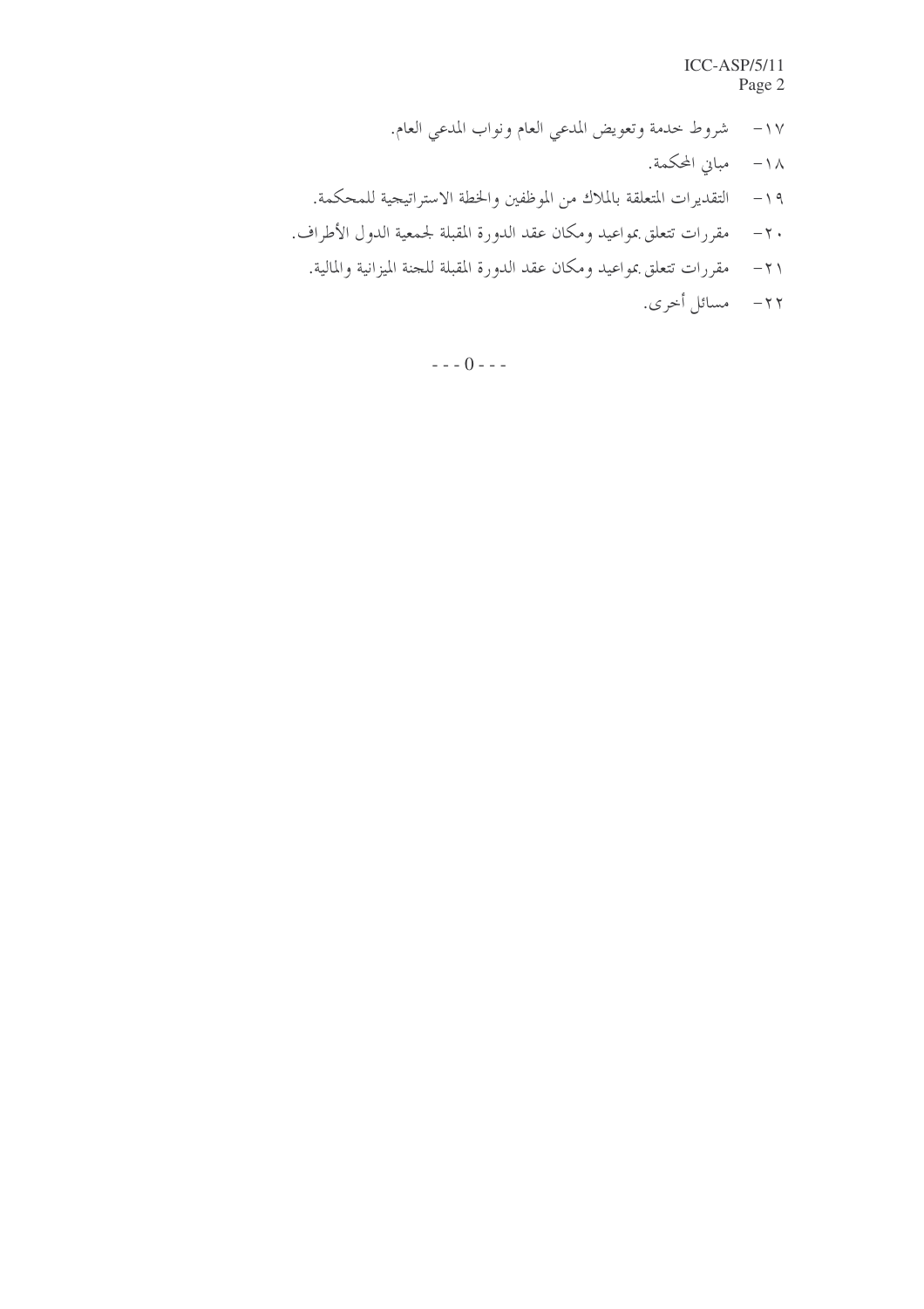١٧- شروط خدمة وتعويض المدعي العام ونواب المدعي العام.

١٨- مباني المحكمة.

١٩- التقديرات المتعلقة بالملاك من الموظفين والخطة الاستراتيجية للمحكمة.

٢٠- مقررات تتعلق بمواعيد ومكان عقد الدورة المقبلة لجمعية الدول الأطراف.

٢١- مقررات تتعلق بمواعيد ومكان عقد الدورة المقبلة للجنة الميزانية والمالية.

٢٢- مسائل أخرى.

- - - 0 - - -